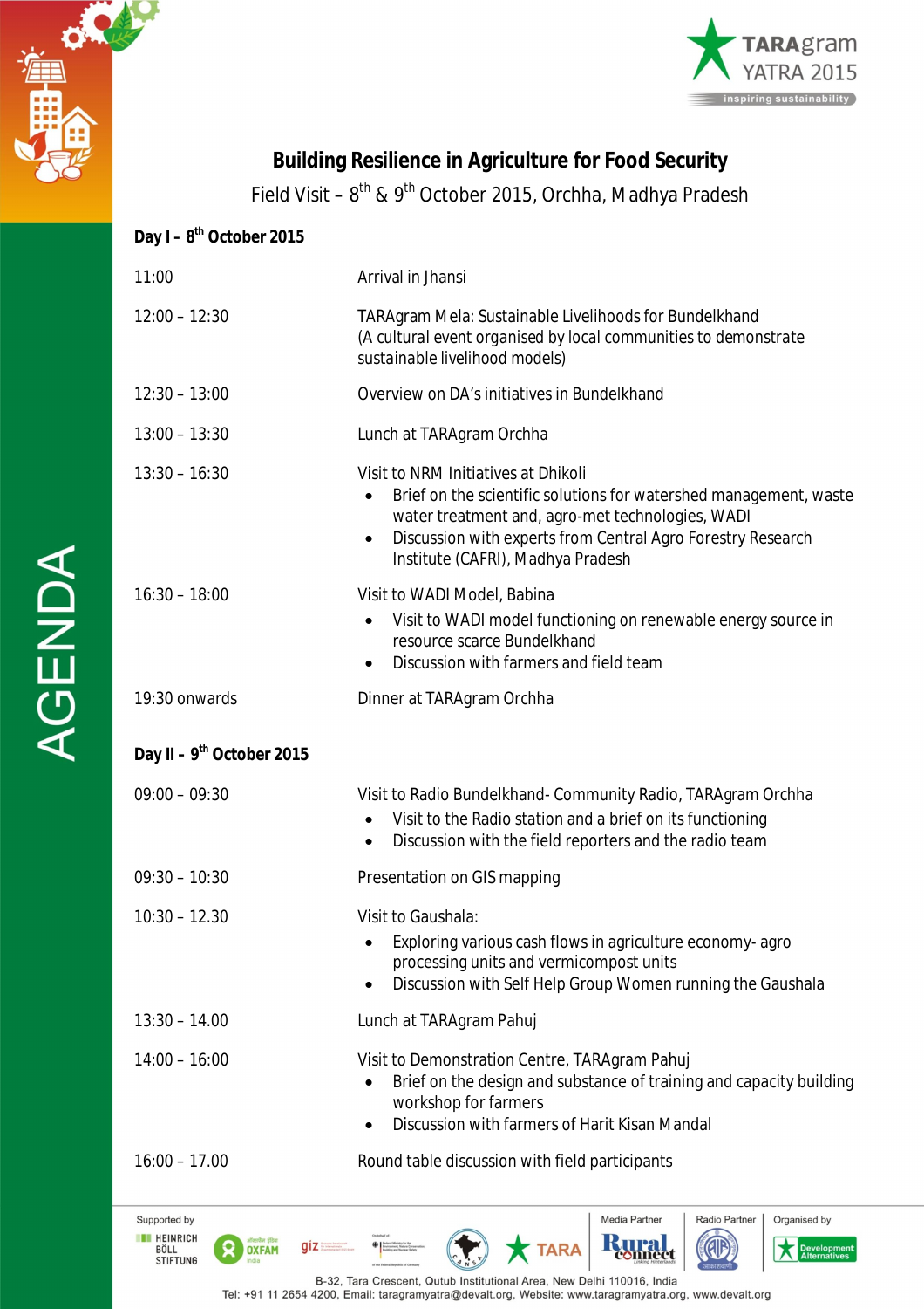TARAgram YATRA 2015
inspiring sustainability

# Building Resilience in Agriculture for Food Security

Field Visit – 8th & 9th October 2015, Orchha, Madhya Pradesh

AGENDA

## Day I – 8th October 2015

| | |
|---|---|
| 11:00 | Arrival in Jhansi |
| 12:00 – 12:30 | TARAgram Mela: Sustainable Livelihoods for Bundelkhand (A cultural event organised by local communities to demonstrate sustainable livelihood models) |
| 12:30 – 13:00 | Overview on DA's initiatives in Bundelkhand |
| 13:00 – 13:30 | Lunch at TARAgram Orchha |
| 13:30 – 16:30 | Visit to NRM Initiatives at Dhikoli<br>• Brief on the scientific solutions for watershed management, waste water treatment and, agro-met technologies, WADI<br>• Discussion with experts from Central Agro Forestry Research Institute (CAFRI), Madhya Pradesh |
| 16:30 – 18:00 | Visit to WADI Model, Babina<br>• Visit to WADI model functioning on renewable energy source in resource scarce Bundelkhand<br>• Discussion with farmers and field team |
| 19:30 onwards | Dinner at TARAgram Orchha |

## Day II – 9th October 2015

| | |
|---|---|
| 09:00 – 09:30 | Visit to Radio Bundelkhand- Community Radio, TARAgram Orchha<br>• Visit to the Radio station and a brief on its functioning<br>• Discussion with the field reporters and the radio team |
| 09:30 – 10:30 | Presentation on GIS mapping |
| 10:30 – 12.30 | Visit to Gaushala:<br>• Exploring various cash flows in agriculture economy- agro processing units and vermicompost units<br>• Discussion with Self Help Group Women running the Gaushala |
| 13:30 – 14.00 | Lunch at TARAgram Pahuj |
| 14:00 – 16:00 | Visit to Demonstration Centre, TARAgram Pahuj<br>• Brief on the design and substance of training and capacity building workshop for farmers<br>• Discussion with farmers of Harit Kisan Mandal |
| 16:00 – 17.00 | Round table discussion with field participants |

Supported by: Heinrich Böll Stiftung, Oxfam India, giz, TARA | Media Partner: Rural Connect | Radio Partner: AIR | Organised by: Development Alternatives

B-32, Tara Crescent, Qutub Institutional Area, New Delhi 110016, India
Tel: +91 11 2654 4200, Email: taragramyatra@devalt.org, Website: www.taragramyatra.org, www.devalt.org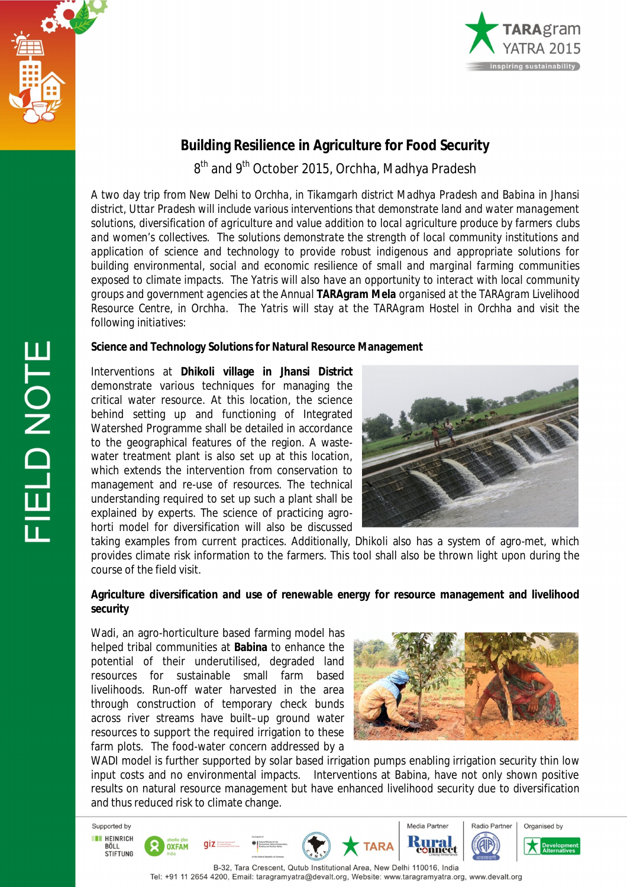# Building Resilience in Agriculture for Food Security

8th and 9th October 2015, Orchha, Madhya Pradesh

A two day trip from New Delhi to Orchha, in Tikamgarh district Madhya Pradesh and Babina in Jhansi district, Uttar Pradesh will include various interventions that demonstrate land and water management solutions, diversification of agriculture and value addition to local agriculture produce by farmers clubs and women's collectives. The solutions demonstrate the strength of local community institutions and application of science and technology to provide robust indigenous and appropriate solutions for building environmental, social and economic resilience of small and marginal farming communities exposed to climate impacts. The Yatris will also have an opportunity to interact with local community groups and government agencies at the Annual **TARAgram Mela** organised at the TARAgram Livelihood Resource Centre, in Orchha. The Yatris will stay at the TARAgram Hostel in Orchha and visit the following initiatives:

## Science and Technology Solutions for Natural Resource Management

Interventions at **Dhikoli village in Jhansi District** demonstrate various techniques for managing the critical water resource. At this location, the science behind setting up and functioning of Integrated Watershed Programme shall be detailed in accordance to the geographical features of the region. A waste-water treatment plant is also set up at this location, which extends the intervention from conservation to management and re-use of resources. The technical understanding required to set up such a plant shall be explained by experts. The science of practicing agro-horti model for diversification will also be discussed taking examples from current practices. Additionally, Dhikoli also has a system of agro-met, which provides climate risk information to the farmers. This tool shall also be thrown light upon during the course of the field visit.

## Agriculture diversification and use of renewable energy for resource management and livelihood security

Wadi, an agro-horticulture based farming model has helped tribal communities at **Babina** to enhance the potential of their underutilised, degraded land resources for sustainable small farm based livelihoods. Run-off water harvested in the area through construction of temporary check bunds across river streams have built–up ground water resources to support the required irrigation to these farm plots. The food-water concern addressed by a WADI model is further supported by solar based irrigation pumps enabling irrigation security thin low input costs and no environmental impacts. Interventions at Babina, have not only shown positive results on natural resource management but have enhanced livelihood security due to diversification and thus reduced risk to climate change.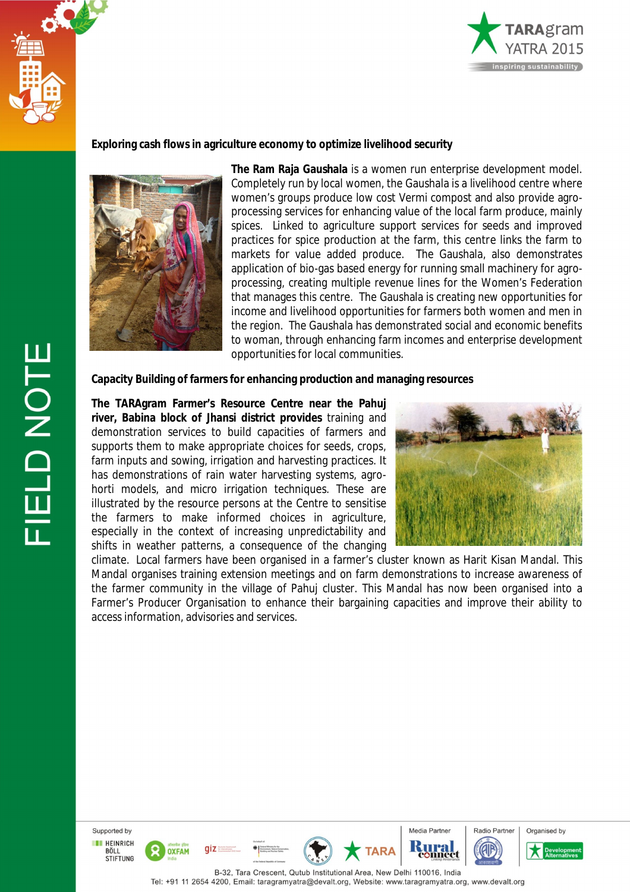## Exploring cash flows in agriculture economy to optimize livelihood security

**The Ram Raja Gaushala** is a women run enterprise development model. Completely run by local women, the Gaushala is a livelihood centre where women's groups produce low cost Vermi compost and also provide agro-processing services for enhancing value of the local farm produce, mainly spices. Linked to agriculture support services for seeds and improved practices for spice production at the farm, this centre links the farm to markets for value added produce. The Gaushala, also demonstrates application of bio-gas based energy for running small machinery for agro-processing, creating multiple revenue lines for the Women's Federation that manages this centre. The Gaushala is creating new opportunities for income and livelihood opportunities for farmers both women and men in the region. The Gaushala has demonstrated social and economic benefits to woman, through enhancing farm incomes and enterprise development opportunities for local communities.

## Capacity Building of farmers for enhancing production and managing resources

**The TARAgram Farmer's Resource Centre near the Pahuj river, Babina block of Jhansi district provides** training and demonstration services to build capacities of farmers and supports them to make appropriate choices for seeds, crops, farm inputs and sowing, irrigation and harvesting practices. It has demonstrations of rain water harvesting systems, agro-horti models, and micro irrigation techniques. These are illustrated by the resource persons at the Centre to sensitise the farmers to make informed choices in agriculture, especially in the context of increasing unpredictability and shifts in weather patterns, a consequence of the changing climate. Local farmers have been organised in a farmer's cluster known as Harit Kisan Mandal. This Mandal organises training extension meetings and on farm demonstrations to increase awareness of the farmer community in the village of Pahuj cluster. This Mandal has now been organised into a Farmer's Producer Organisation to enhance their bargaining capacities and improve their ability to access information, advisories and services.